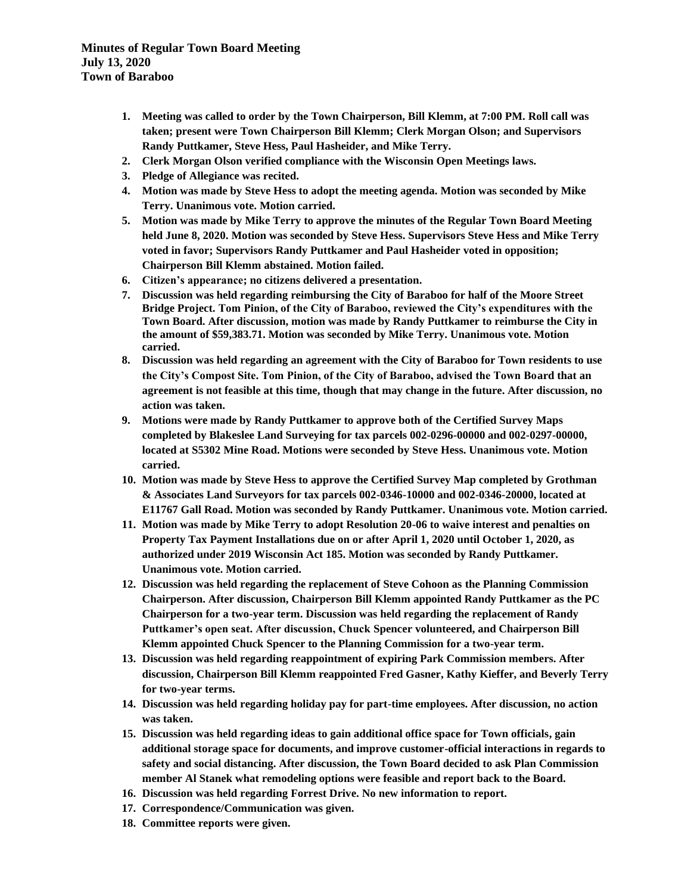**Minutes of Regular Town Board Meeting**
**July 13, 2020**
**Town of Baraboo**

1. **Meeting was called to order by the Town Chairperson, Bill Klemm, at 7:00 PM. Roll call was taken; present were Town Chairperson Bill Klemm; Clerk Morgan Olson; and Supervisors Randy Puttkamer, Steve Hess, Paul Hasheider, and Mike Terry.**
2. **Clerk Morgan Olson verified compliance with the Wisconsin Open Meetings laws.**
3. **Pledge of Allegiance was recited.**
4. **Motion was made by Steve Hess to adopt the meeting agenda. Motion was seconded by Mike Terry. Unanimous vote. Motion carried.**
5. **Motion was made by Mike Terry to approve the minutes of the Regular Town Board Meeting held June 8, 2020. Motion was seconded by Steve Hess. Supervisors Steve Hess and Mike Terry voted in favor; Supervisors Randy Puttkamer and Paul Hasheider voted in opposition; Chairperson Bill Klemm abstained. Motion failed.**
6. **Citizen's appearance; no citizens delivered a presentation.**
7. **Discussion was held regarding reimbursing the City of Baraboo for half of the Moore Street Bridge Project. Tom Pinion, of the City of Baraboo, reviewed the City's expenditures with the Town Board. After discussion, motion was made by Randy Puttkamer to reimburse the City in the amount of $59,383.71. Motion was seconded by Mike Terry. Unanimous vote. Motion carried.**
8. **Discussion was held regarding an agreement with the City of Baraboo for Town residents to use the City's Compost Site. Tom Pinion, of the City of Baraboo, advised the Town Board that an agreement is not feasible at this time, though that may change in the future. After discussion, no action was taken.**
9. **Motions were made by Randy Puttkamer to approve both of the Certified Survey Maps completed by Blakeslee Land Surveying for tax parcels 002-0296-00000 and 002-0297-00000, located at S5302 Mine Road. Motions were seconded by Steve Hess. Unanimous vote. Motion carried.**
10. **Motion was made by Steve Hess to approve the Certified Survey Map completed by Grothman & Associates Land Surveyors for tax parcels 002-0346-10000 and 002-0346-20000, located at E11767 Gall Road. Motion was seconded by Randy Puttkamer. Unanimous vote. Motion carried.**
11. **Motion was made by Mike Terry to adopt Resolution 20-06 to waive interest and penalties on Property Tax Payment Installations due on or after April 1, 2020 until October 1, 2020, as authorized under 2019 Wisconsin Act 185. Motion was seconded by Randy Puttkamer. Unanimous vote. Motion carried.**
12. **Discussion was held regarding the replacement of Steve Cohoon as the Planning Commission Chairperson. After discussion, Chairperson Bill Klemm appointed Randy Puttkamer as the PC Chairperson for a two-year term. Discussion was held regarding the replacement of Randy Puttkamer's open seat. After discussion, Chuck Spencer volunteered, and Chairperson Bill Klemm appointed Chuck Spencer to the Planning Commission for a two-year term.**
13. **Discussion was held regarding reappointment of expiring Park Commission members. After discussion, Chairperson Bill Klemm reappointed Fred Gasner, Kathy Kieffer, and Beverly Terry for two-year terms.**
14. **Discussion was held regarding holiday pay for part-time employees. After discussion, no action was taken.**
15. **Discussion was held regarding ideas to gain additional office space for Town officials, gain additional storage space for documents, and improve customer-official interactions in regards to safety and social distancing. After discussion, the Town Board decided to ask Plan Commission member Al Stanek what remodeling options were feasible and report back to the Board.**
16. **Discussion was held regarding Forrest Drive. No new information to report.**
17. **Correspondence/Communication was given.**
18. **Committee reports were given.**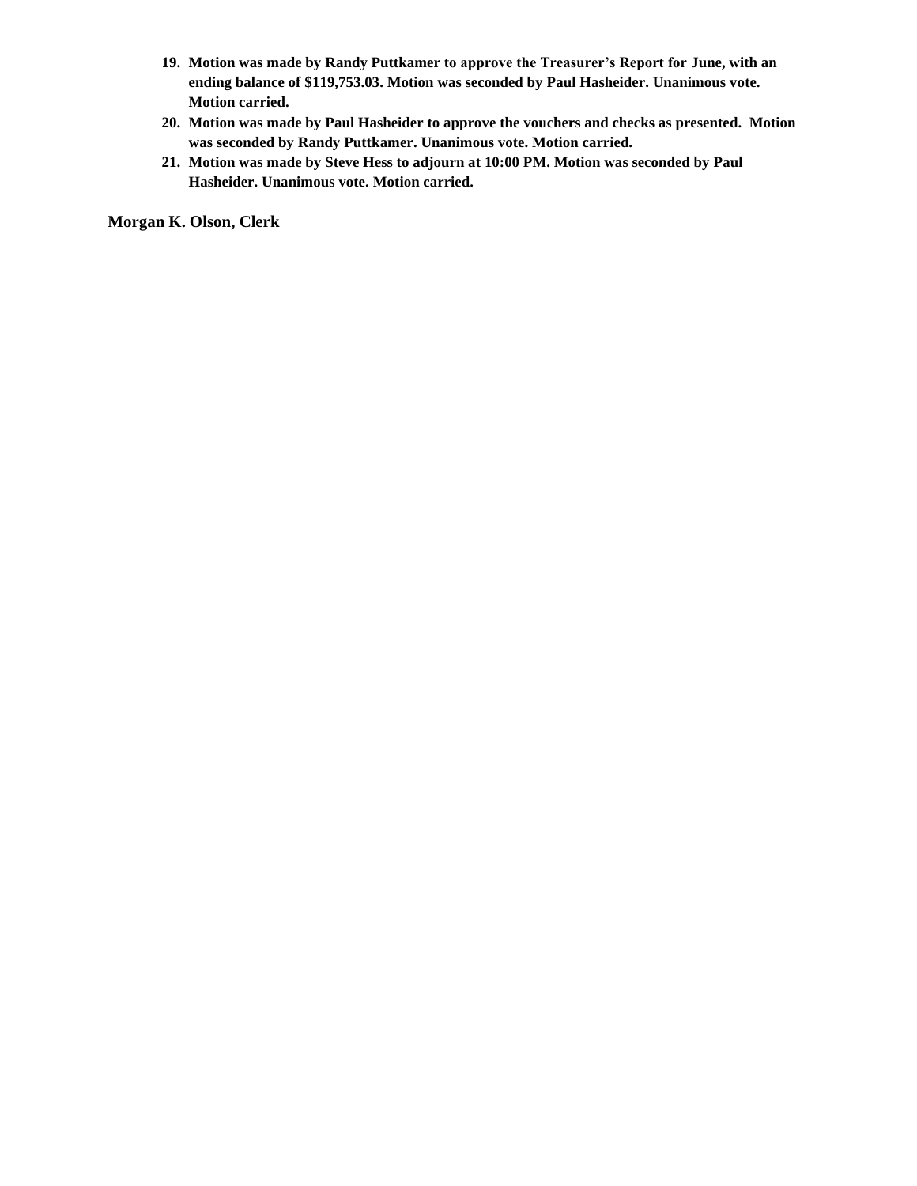19. **Motion was made by Randy Puttkamer to approve the Treasurer's Report for June, with an ending balance of $119,753.03. Motion was seconded by Paul Hasheider. Unanimous vote. Motion carried.**
20. **Motion was made by Paul Hasheider to approve the vouchers and checks as presented. Motion was seconded by Randy Puttkamer. Unanimous vote. Motion carried.**
21. **Motion was made by Steve Hess to adjourn at 10:00 PM. Motion was seconded by Paul Hasheider. Unanimous vote. Motion carried.**

**Morgan K. Olson, Clerk**